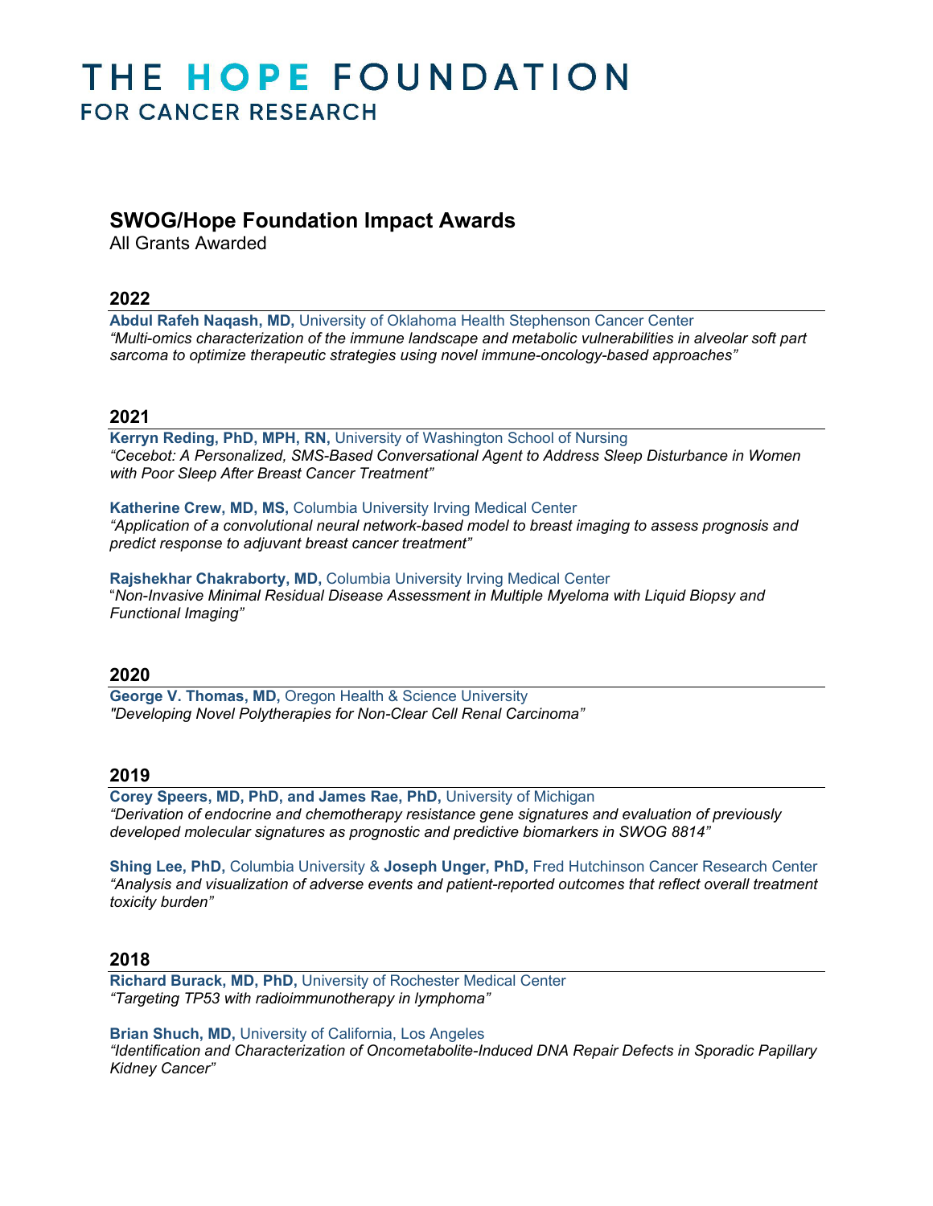# THE HOPE FOUNDATION
## FOR CANCER RESEARCH

## SWOG/Hope Foundation Impact Awards

All Grants Awarded

### 2022

**Abdul Rafeh Naqash, MD,** University of Oklahoma Health Stephenson Cancer Center
*"Multi-omics characterization of the immune landscape and metabolic vulnerabilities in alveolar soft part sarcoma to optimize therapeutic strategies using novel immune-oncology-based approaches"*

### 2021

**Kerryn Reding, PhD, MPH, RN,** University of Washington School of Nursing
*"Cecebot: A Personalized, SMS-Based Conversational Agent to Address Sleep Disturbance in Women with Poor Sleep After Breast Cancer Treatment"*

**Katherine Crew, MD, MS,** Columbia University Irving Medical Center
*"Application of a convolutional neural network-based model to breast imaging to assess prognosis and predict response to adjuvant breast cancer treatment"*

**Rajshekhar Chakraborty, MD,** Columbia University Irving Medical Center
"*Non-Invasive Minimal Residual Disease Assessment in Multiple Myeloma with Liquid Biopsy and Functional Imaging"*

### 2020

**George V. Thomas, MD,** Oregon Health & Science University
*"Developing Novel Polytherapies for Non-Clear Cell Renal Carcinoma"*

### 2019

**Corey Speers, MD, PhD, and James Rae, PhD,** University of Michigan
*"Derivation of endocrine and chemotherapy resistance gene signatures and evaluation of previously developed molecular signatures as prognostic and predictive biomarkers in SWOG 8814"*

**Shing Lee, PhD,** Columbia University & **Joseph Unger, PhD,** Fred Hutchinson Cancer Research Center
*"Analysis and visualization of adverse events and patient-reported outcomes that reflect overall treatment toxicity burden"*

### 2018

**Richard Burack, MD, PhD,** University of Rochester Medical Center
*"Targeting TP53 with radioimmunotherapy in lymphoma"*

**Brian Shuch, MD,** University of California, Los Angeles
*"Identification and Characterization of Oncometabolite-Induced DNA Repair Defects in Sporadic Papillary Kidney Cancer"*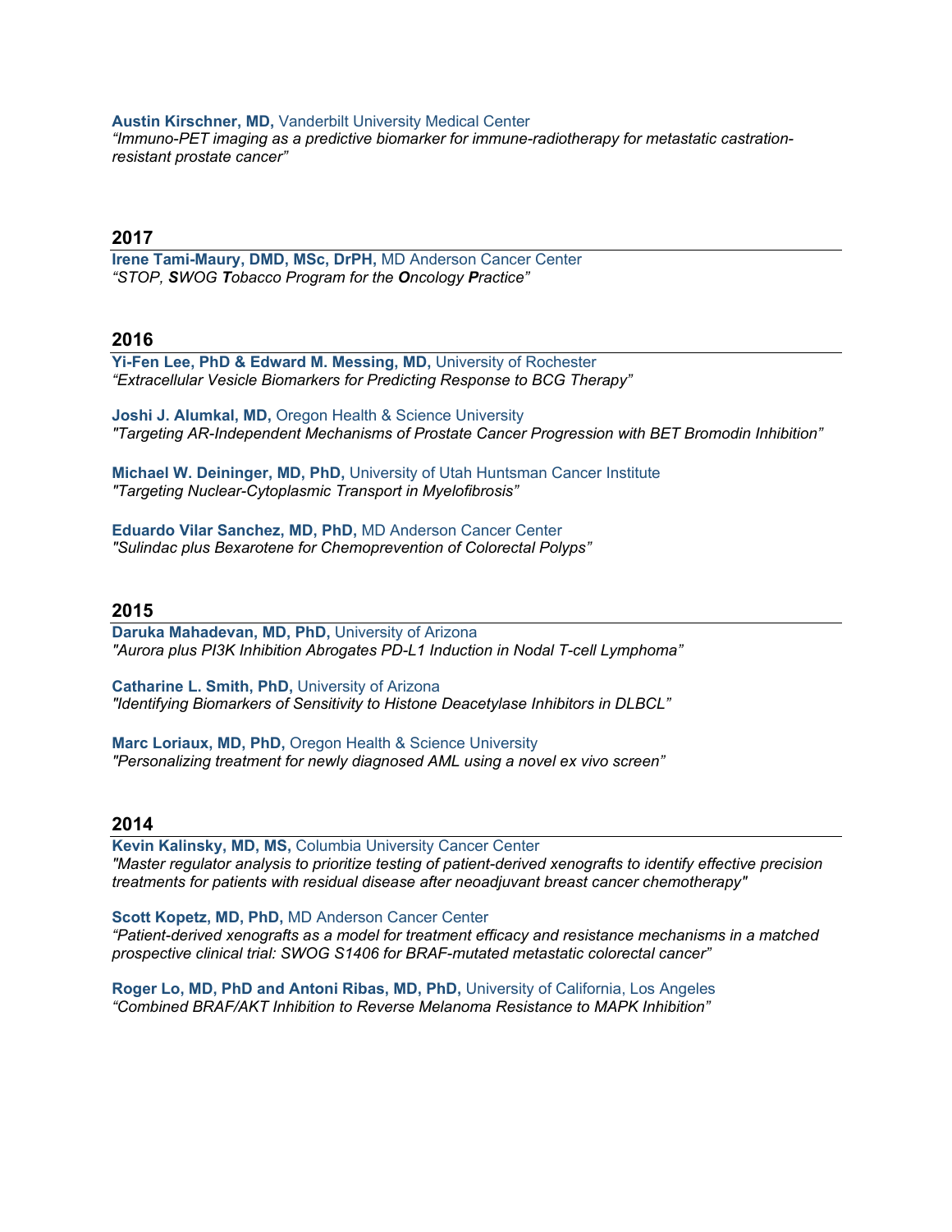**Austin Kirschner, MD,** Vanderbilt University Medical Center
*"Immuno-PET imaging as a predictive biomarker for immune-radiotherapy for metastatic castration-resistant prostate cancer"*

## 2017

**Irene Tami-Maury, DMD, MSc, DrPH,** MD Anderson Cancer Center
*"STOP, **S**WOG **T**obacco Program for the **O**ncology **P**ractice"*

## 2016

**Yi-Fen Lee, PhD & Edward M. Messing, MD,** University of Rochester
*"Extracellular Vesicle Biomarkers for Predicting Response to BCG Therapy"*

**Joshi J. Alumkal, MD,** Oregon Health & Science University
*"Targeting AR-Independent Mechanisms of Prostate Cancer Progression with BET Bromodin Inhibition"*

**Michael W. Deininger, MD, PhD,** University of Utah Huntsman Cancer Institute
*"Targeting Nuclear-Cytoplasmic Transport in Myelofibrosis"*

**Eduardo Vilar Sanchez, MD, PhD,** MD Anderson Cancer Center
*"Sulindac plus Bexarotene for Chemoprevention of Colorectal Polyps"*

## 2015

**Daruka Mahadevan, MD, PhD,** University of Arizona
*"Aurora plus PI3K Inhibition Abrogates PD-L1 Induction in Nodal T-cell Lymphoma"*

**Catharine L. Smith, PhD,** University of Arizona
*"Identifying Biomarkers of Sensitivity to Histone Deacetylase Inhibitors in DLBCL"*

**Marc Loriaux, MD, PhD,** Oregon Health & Science University
*"Personalizing treatment for newly diagnosed AML using a novel ex vivo screen"*

## 2014

**Kevin Kalinsky, MD, MS,** Columbia University Cancer Center
*"Master regulator analysis to prioritize testing of patient-derived xenografts to identify effective precision treatments for patients with residual disease after neoadjuvant breast cancer chemotherapy"*

**Scott Kopetz, MD, PhD,** MD Anderson Cancer Center
*"Patient-derived xenografts as a model for treatment efficacy and resistance mechanisms in a matched prospective clinical trial: SWOG S1406 for BRAF-mutated metastatic colorectal cancer"*

**Roger Lo, MD, PhD and Antoni Ribas, MD, PhD,** University of California, Los Angeles
*"Combined BRAF/AKT Inhibition to Reverse Melanoma Resistance to MAPK Inhibition"*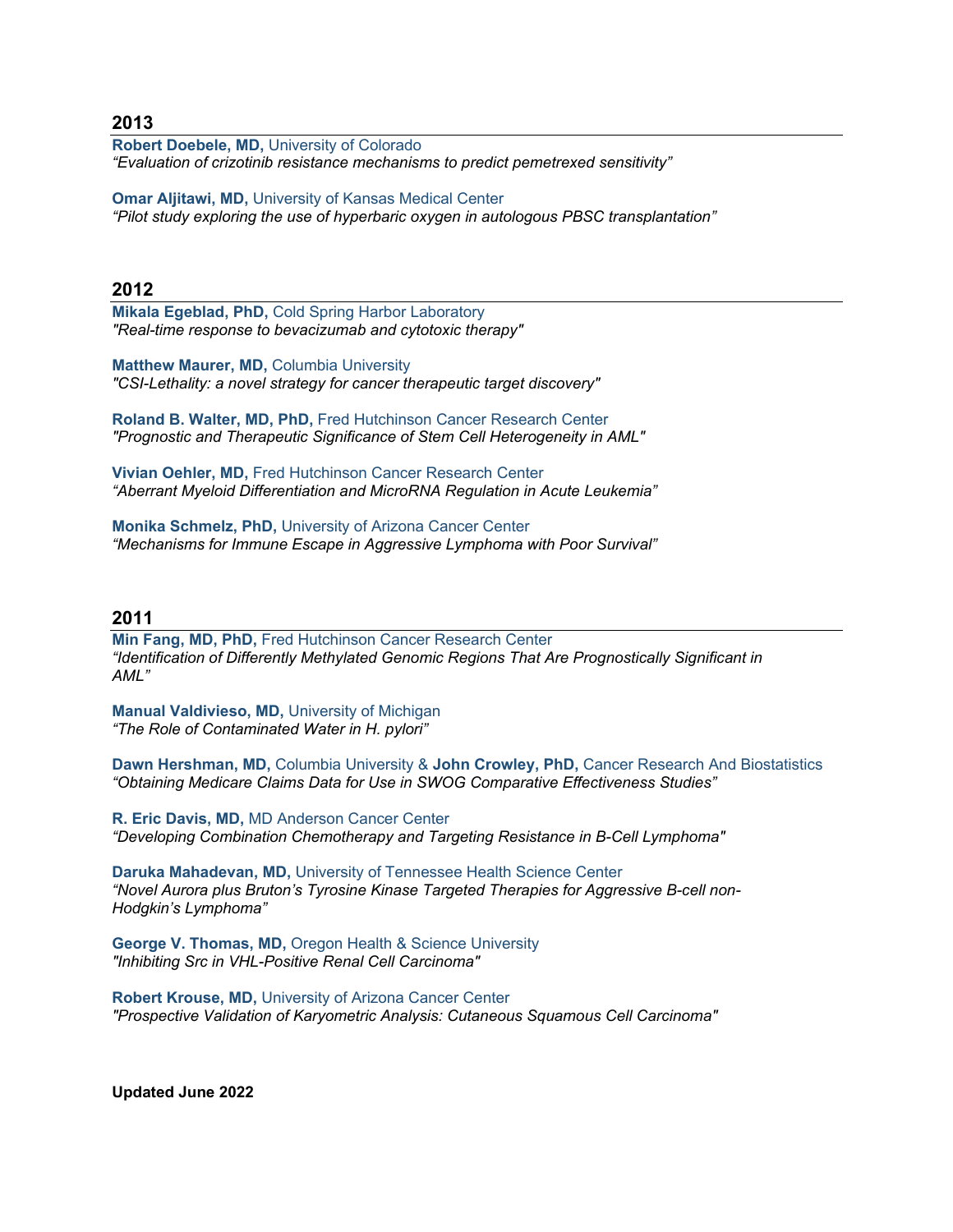## 2013

**Robert Doebele, MD,** University of Colorado
*"Evaluation of crizotinib resistance mechanisms to predict pemetrexed sensitivity"*

**Omar Aljitawi, MD,** University of Kansas Medical Center
*"Pilot study exploring the use of hyperbaric oxygen in autologous PBSC transplantation"*

## 2012

**Mikala Egeblad, PhD,** Cold Spring Harbor Laboratory
*"Real-time response to bevacizumab and cytotoxic therapy"*

**Matthew Maurer, MD,** Columbia University
*"CSI-Lethality: a novel strategy for cancer therapeutic target discovery"*

**Roland B. Walter, MD, PhD,** Fred Hutchinson Cancer Research Center
*"Prognostic and Therapeutic Significance of Stem Cell Heterogeneity in AML"*

**Vivian Oehler, MD,** Fred Hutchinson Cancer Research Center
*"Aberrant Myeloid Differentiation and MicroRNA Regulation in Acute Leukemia"*

**Monika Schmelz, PhD,** University of Arizona Cancer Center
*"Mechanisms for Immune Escape in Aggressive Lymphoma with Poor Survival"*

## 2011

**Min Fang, MD, PhD,** Fred Hutchinson Cancer Research Center
*"Identification of Differently Methylated Genomic Regions That Are Prognostically Significant in AML"*

**Manual Valdivieso, MD,** University of Michigan
*"The Role of Contaminated Water in H. pylori"*

**Dawn Hershman, MD,** Columbia University & **John Crowley, PhD,** Cancer Research And Biostatistics
*"Obtaining Medicare Claims Data for Use in SWOG Comparative Effectiveness Studies"*

**R. Eric Davis, MD,** MD Anderson Cancer Center
*"Developing Combination Chemotherapy and Targeting Resistance in B-Cell Lymphoma"*

**Daruka Mahadevan, MD,** University of Tennessee Health Science Center
*"Novel Aurora plus Bruton's Tyrosine Kinase Targeted Therapies for Aggressive B-cell non-Hodgkin's Lymphoma"*

**George V. Thomas, MD,** Oregon Health & Science University
*"Inhibiting Src in VHL-Positive Renal Cell Carcinoma"*

**Robert Krouse, MD,** University of Arizona Cancer Center
*"Prospective Validation of Karyometric Analysis: Cutaneous Squamous Cell Carcinoma"*

**Updated June 2022**